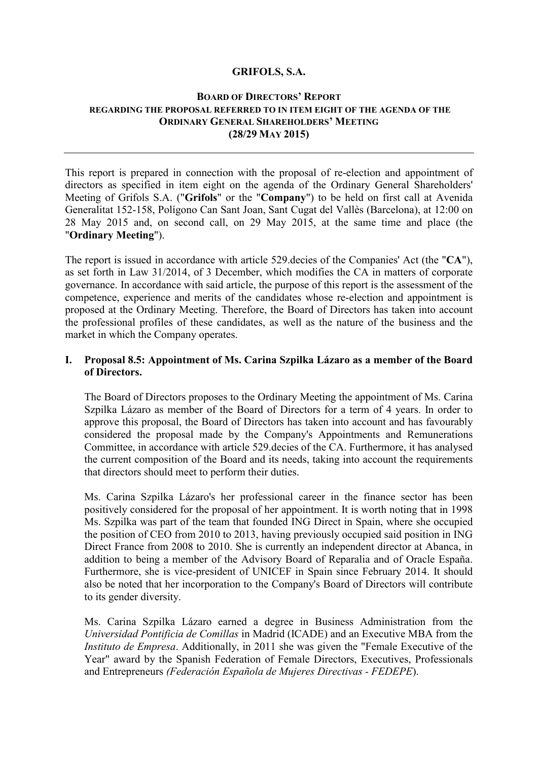# GRIFOLS, S.A.

## BOARD OF DIRECTORS' REPORT
### REGARDING THE PROPOSAL REFERRED TO IN ITEM EIGHT OF THE AGENDA OF THE ORDINARY GENERAL SHAREHOLDERS' MEETING
### (28/29 MAY 2015)

---

This report is prepared in connection with the proposal of re-election and appointment of directors as specified in item eight on the agenda of the Ordinary General Shareholders' Meeting of Grifols S.A. ("**Grifols**" or the "**Company**") to be held on first call at Avenida Generalitat 152-158, Polígono Can Sant Joan, Sant Cugat del Vallès (Barcelona), at 12:00 on 28 May 2015 and, on second call, on 29 May 2015, at the same time and place (the "**Ordinary Meeting**").

The report is issued in accordance with article 529.decies of the Companies' Act (the "**CA**"), as set forth in Law 31/2014, of 3 December, which modifies the CA in matters of corporate governance. In accordance with said article, the purpose of this report is the assessment of the competence, experience and merits of the candidates whose re-election and appointment is proposed at the Ordinary Meeting. Therefore, the Board of Directors has taken into account the professional profiles of these candidates, as well as the nature of the business and the market in which the Company operates.

**I. Proposal 8.5: Appointment of Ms. Carina Szpilka Lázaro as a member of the Board of Directors.**

The Board of Directors proposes to the Ordinary Meeting the appointment of Ms. Carina Szpilka Lázaro as member of the Board of Directors for a term of 4 years. In order to approve this proposal, the Board of Directors has taken into account and has favourably considered the proposal made by the Company's Appointments and Remunerations Committee, in accordance with article 529.decies of the CA. Furthermore, it has analysed the current composition of the Board and its needs, taking into account the requirements that directors should meet to perform their duties.

Ms. Carina Szpilka Lázaro's her professional career in the finance sector has been positively considered for the proposal of her appointment. It is worth noting that in 1998 Ms. Szpilka was part of the team that founded ING Direct in Spain, where she occupied the position of CEO from 2010 to 2013, having previously occupied said position in ING Direct France from 2008 to 2010. She is currently an independent director at Abanca, in addition to being a member of the Advisory Board of Reparalia and of Oracle España. Furthermore, she is vice-president of UNICEF in Spain since February 2014. It should also be noted that her incorporation to the Company's Board of Directors will contribute to its gender diversity.

Ms. Carina Szpilka Lázaro earned a degree in Business Administration from the *Universidad Pontificia de Comillas* in Madrid (ICADE) and an Executive MBA from the *Instituto de Empresa*. Additionally, in 2011 she was given the "Female Executive of the Year" award by the Spanish Federation of Female Directors, Executives, Professionals and Entrepreneurs *(Federación Española de Mujeres Directivas - FEDEPE*).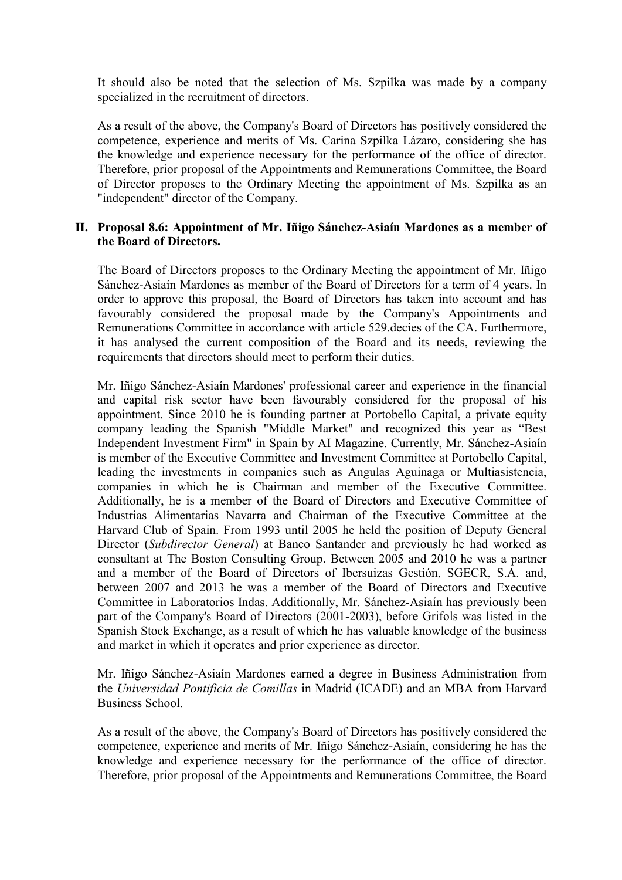It should also be noted that the selection of Ms. Szpilka was made by a company specialized in the recruitment of directors.

As a result of the above, the Company's Board of Directors has positively considered the competence, experience and merits of Ms. Carina Szpilka Lázaro, considering she has the knowledge and experience necessary for the performance of the office of director. Therefore, prior proposal of the Appointments and Remunerations Committee, the Board of Director proposes to the Ordinary Meeting the appointment of Ms. Szpilka as an "independent" director of the Company.

## II. Proposal 8.6: Appointment of Mr. Iñigo Sánchez-Asiaín Mardones as a member of the Board of Directors.

The Board of Directors proposes to the Ordinary Meeting the appointment of Mr. Iñigo Sánchez-Asiaín Mardones as member of the Board of Directors for a term of 4 years. In order to approve this proposal, the Board of Directors has taken into account and has favourably considered the proposal made by the Company's Appointments and Remunerations Committee in accordance with article 529.decies of the CA. Furthermore, it has analysed the current composition of the Board and its needs, reviewing the requirements that directors should meet to perform their duties.

Mr. Iñigo Sánchez-Asiaín Mardones' professional career and experience in the financial and capital risk sector have been favourably considered for the proposal of his appointment. Since 2010 he is founding partner at Portobello Capital, a private equity company leading the Spanish "Middle Market" and recognized this year as "Best Independent Investment Firm" in Spain by AI Magazine. Currently, Mr. Sánchez-Asiaín is member of the Executive Committee and Investment Committee at Portobello Capital, leading the investments in companies such as Angulas Aguinaga or Multiasistencia, companies in which he is Chairman and member of the Executive Committee. Additionally, he is a member of the Board of Directors and Executive Committee of Industrias Alimentarias Navarra and Chairman of the Executive Committee at the Harvard Club of Spain. From 1993 until 2005 he held the position of Deputy General Director (*Subdirector General*) at Banco Santander and previously he had worked as consultant at The Boston Consulting Group. Between 2005 and 2010 he was a partner and a member of the Board of Directors of Ibersuizas Gestión, SGECR, S.A. and, between 2007 and 2013 he was a member of the Board of Directors and Executive Committee in Laboratorios Indas. Additionally, Mr. Sánchez-Asiaín has previously been part of the Company's Board of Directors (2001-2003), before Grifols was listed in the Spanish Stock Exchange, as a result of which he has valuable knowledge of the business and market in which it operates and prior experience as director.

Mr. Iñigo Sánchez-Asiaín Mardones earned a degree in Business Administration from the *Universidad Pontificia de Comillas* in Madrid (ICADE) and an MBA from Harvard Business School.

As a result of the above, the Company's Board of Directors has positively considered the competence, experience and merits of Mr. Iñigo Sánchez-Asiaín, considering he has the knowledge and experience necessary for the performance of the office of director. Therefore, prior proposal of the Appointments and Remunerations Committee, the Board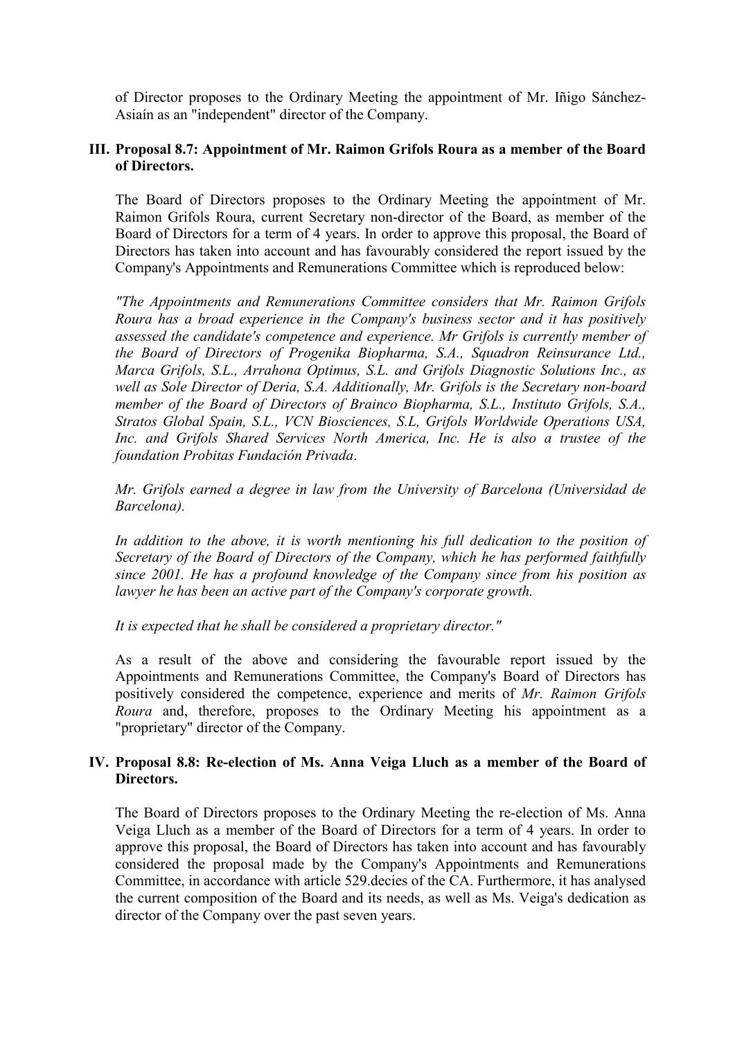of Director proposes to the Ordinary Meeting the appointment of Mr. Iñigo Sánchez-Asiaín as an "independent" director of the Company.

### III. Proposal 8.7: Appointment of Mr. Raimon Grifols Roura as a member of the Board of Directors.

The Board of Directors proposes to the Ordinary Meeting the appointment of Mr. Raimon Grifols Roura, current Secretary non-director of the Board, as member of the Board of Directors for a term of 4 years. In order to approve this proposal, the Board of Directors has taken into account and has favourably considered the report issued by the Company's Appointments and Remunerations Committee which is reproduced below:

*"The Appointments and Remunerations Committee considers that Mr. Raimon Grifols Roura has a broad experience in the Company's business sector and it has positively assessed the candidate's competence and experience. Mr Grifols is currently member of the Board of Directors of Progenika Biopharma, S.A., Squadron Reinsurance Ltd., Marca Grifols, S.L., Arrahona Optimus, S.L. and Grifols Diagnostic Solutions Inc., as well as Sole Director of Deria, S.A. Additionally, Mr. Grifols is the Secretary non-board member of the Board of Directors of Brainco Biopharma, S.L., Instituto Grifols, S.A., Stratos Global Spain, S.L., VCN Biosciences, S.L, Grifols Worldwide Operations USA, Inc. and Grifols Shared Services North America, Inc. He is also a trustee of the foundation Probitas Fundación Privada.*

*Mr. Grifols earned a degree in law from the University of Barcelona (Universidad de Barcelona).*

*In addition to the above, it is worth mentioning his full dedication to the position of Secretary of the Board of Directors of the Company, which he has performed faithfully since 2001. He has a profound knowledge of the Company since from his position as lawyer he has been an active part of the Company's corporate growth.*

*It is expected that he shall be considered a proprietary director."*

As a result of the above and considering the favourable report issued by the Appointments and Remunerations Committee, the Company's Board of Directors has positively considered the competence, experience and merits of *Mr. Raimon Grifols Roura* and, therefore, proposes to the Ordinary Meeting his appointment as a "proprietary" director of the Company.

### IV. Proposal 8.8: Re-election of Ms. Anna Veiga Lluch as a member of the Board of Directors.

The Board of Directors proposes to the Ordinary Meeting the re-election of Ms. Anna Veiga Lluch as a member of the Board of Directors for a term of 4 years. In order to approve this proposal, the Board of Directors has taken into account and has favourably considered the proposal made by the Company's Appointments and Remunerations Committee, in accordance with article 529.decies of the CA. Furthermore, it has analysed the current composition of the Board and its needs, as well as Ms. Veiga's dedication as director of the Company over the past seven years.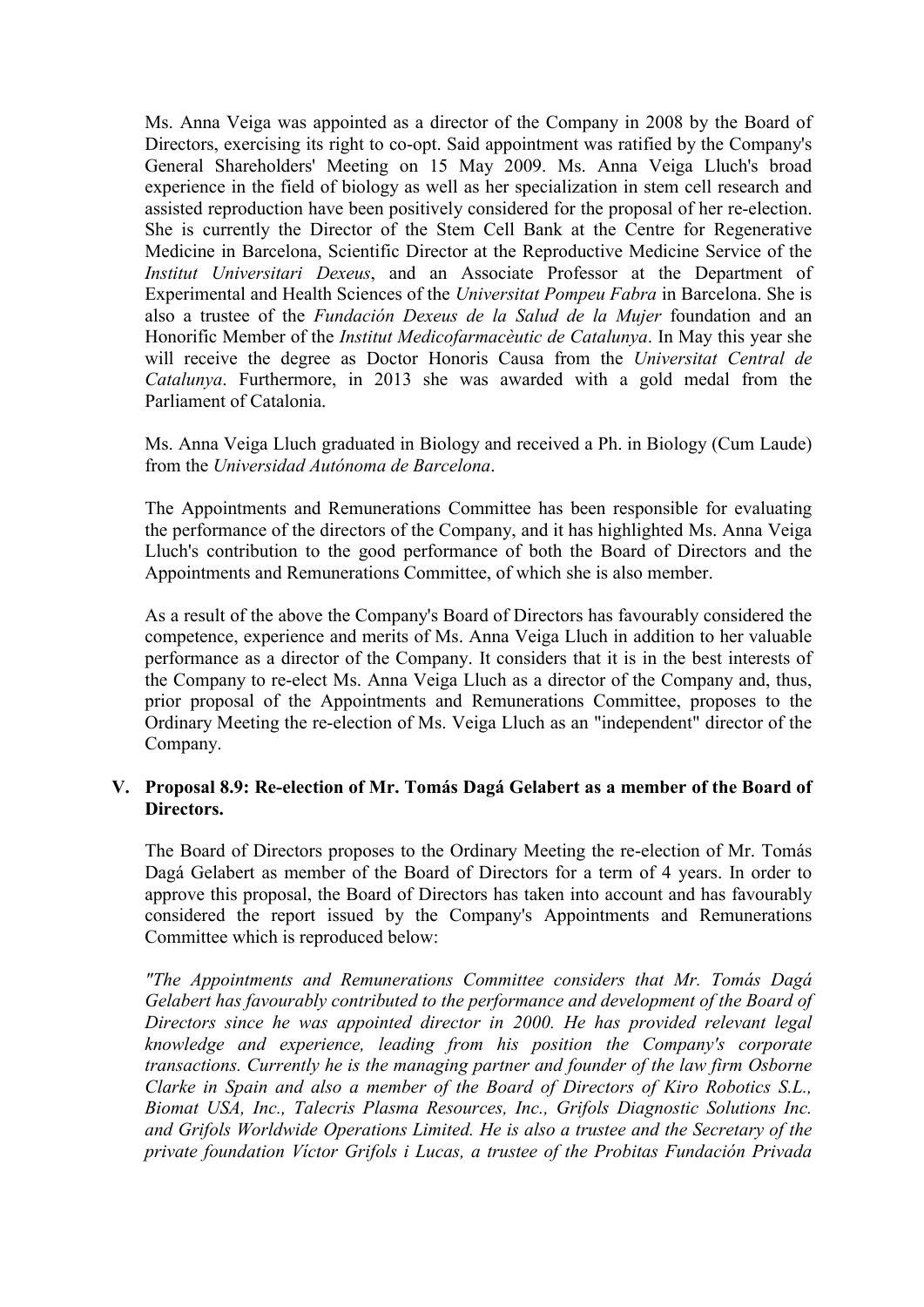Ms. Anna Veiga was appointed as a director of the Company in 2008 by the Board of Directors, exercising its right to co-opt. Said appointment was ratified by the Company's General Shareholders' Meeting on 15 May 2009. Ms. Anna Veiga Lluch's broad experience in the field of biology as well as her specialization in stem cell research and assisted reproduction have been positively considered for the proposal of her re-election. She is currently the Director of the Stem Cell Bank at the Centre for Regenerative Medicine in Barcelona, Scientific Director at the Reproductive Medicine Service of the *Institut Universitari Dexeus*, and an Associate Professor at the Department of Experimental and Health Sciences of the *Universitat Pompeu Fabra* in Barcelona. She is also a trustee of the *Fundación Dexeus de la Salud de la Mujer* foundation and an Honorific Member of the *Institut Medicofarmacèutic de Catalunya*. In May this year she will receive the degree as Doctor Honoris Causa from the *Universitat Central de Catalunya*. Furthermore, in 2013 she was awarded with a gold medal from the Parliament of Catalonia.

Ms. Anna Veiga Lluch graduated in Biology and received a Ph. in Biology (Cum Laude) from the *Universidad Autónoma de Barcelona*.

The Appointments and Remunerations Committee has been responsible for evaluating the performance of the directors of the Company, and it has highlighted Ms. Anna Veiga Lluch's contribution to the good performance of both the Board of Directors and the Appointments and Remunerations Committee, of which she is also member.

As a result of the above the Company's Board of Directors has favourably considered the competence, experience and merits of Ms. Anna Veiga Lluch in addition to her valuable performance as a director of the Company. It considers that it is in the best interests of the Company to re-elect Ms. Anna Veiga Lluch as a director of the Company and, thus, prior proposal of the Appointments and Remunerations Committee, proposes to the Ordinary Meeting the re-election of Ms. Veiga Lluch as an "independent" director of the Company.

## V. Proposal 8.9: Re-election of Mr. Tomás Dagá Gelabert as a member of the Board of Directors.

The Board of Directors proposes to the Ordinary Meeting the re-election of Mr. Tomás Dagá Gelabert as member of the Board of Directors for a term of 4 years. In order to approve this proposal, the Board of Directors has taken into account and has favourably considered the report issued by the Company's Appointments and Remunerations Committee which is reproduced below:

*"The Appointments and Remunerations Committee considers that Mr. Tomás Dagá Gelabert has favourably contributed to the performance and development of the Board of Directors since he was appointed director in 2000. He has provided relevant legal knowledge and experience, leading from his position the Company's corporate transactions. Currently he is the managing partner and founder of the law firm Osborne Clarke in Spain and also a member of the Board of Directors of Kiro Robotics S.L., Biomat USA, Inc., Talecris Plasma Resources, Inc., Grifols Diagnostic Solutions Inc. and Grifols Worldwide Operations Limited. He is also a trustee and the Secretary of the private foundation Víctor Grifols i Lucas, a trustee of the Probitas Fundación Privada*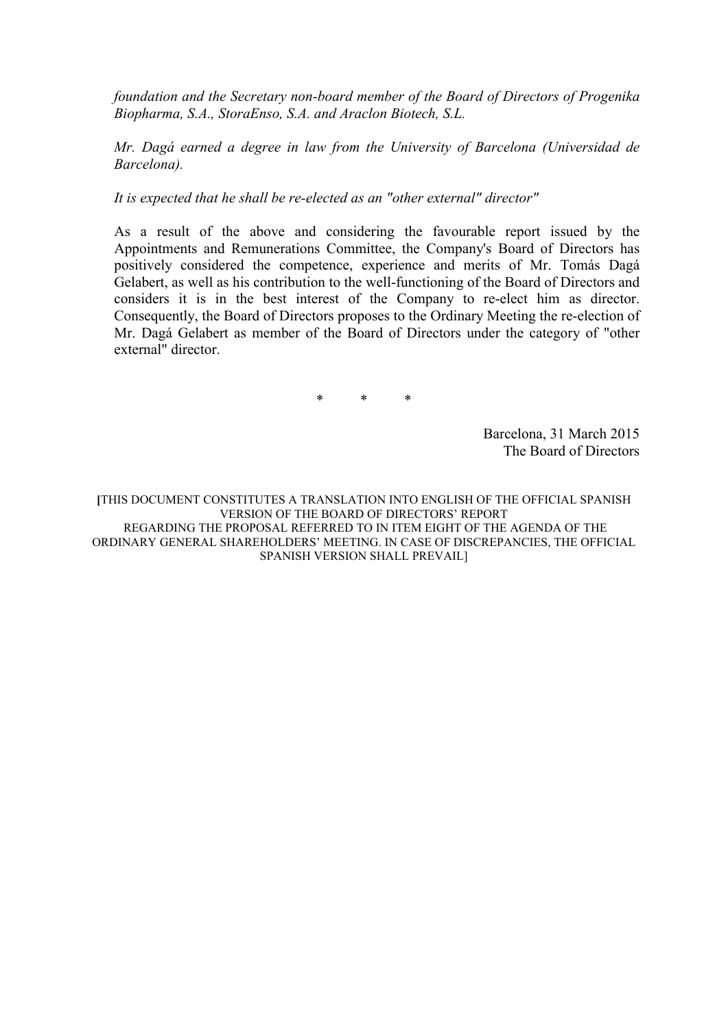*foundation and the Secretary non-board member of the Board of Directors of Progenika Biopharma, S.A., StoraEnso, S.A. and Araclon Biotech, S.L.*

*Mr. Dagá earned a degree in law from the University of Barcelona (Universidad de Barcelona).*

*It is expected that he shall be re-elected as an "other external" director"*

As a result of the above and considering the favourable report issued by the Appointments and Remunerations Committee, the Company's Board of Directors has positively considered the competence, experience and merits of Mr. Tomás Dagá Gelabert, as well as his contribution to the well-functioning of the Board of Directors and considers it is in the best interest of the Company to re-elect him as director. Consequently, the Board of Directors proposes to the Ordinary Meeting the re-election of Mr. Dagá Gelabert as member of the Board of Directors under the category of "other external" director.

\* \* \*

Barcelona, 31 March 2015
The Board of Directors

[THIS DOCUMENT CONSTITUTES A TRANSLATION INTO ENGLISH OF THE OFFICIAL SPANISH VERSION OF THE BOARD OF DIRECTORS' REPORT REGARDING THE PROPOSAL REFERRED TO IN ITEM EIGHT OF THE AGENDA OF THE ORDINARY GENERAL SHAREHOLDERS' MEETING. IN CASE OF DISCREPANCIES, THE OFFICIAL SPANISH VERSION SHALL PREVAIL]